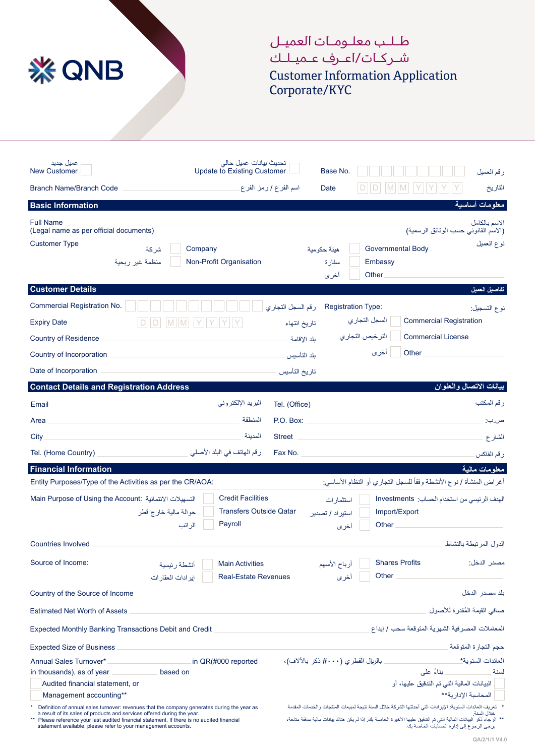QNB

# طلب معلومات العميل
# شركات/اعرف عميلك
# Customer Information Application
# Corporate/KYC

عميل جديد New Customer ☐ | تحديث بيانات عميل حالي Update to Existing Customer ☐ | Base No. ☐☐☐☐☐☐☐☐☐ رقم العميل

Branch Name/Branch Code ______ اسم الفرع / رمز الفرع | Date D D M M Y Y Y Y التاريخ

## Basic Information معلومات أساسية

Full Name (Legal name as per official documents) ______ الاسم بالكامل (الاسم القانوني حسب الوثائق الرسمية)

Customer Type نوع العميل

- ☐ Company شركة
- ☐ Non-Profit Organisation منظمة غير ربحية
- ☐ Governmental Body هيئة حكومية
- ☐ Embassy سفارة
- ☐ Other ______ أخرى

## Customer Details تفاصيل العميل

Commercial Registration No. ☐☐☐☐☐☐☐☐☐☐☐ رقم السجل التجاري

Expiry Date D D M M Y Y Y Y تاريخ انتهاء

Country of Residence ______ بلد الإقامة

Country of Incorporation ______ بلد التأسيس

Date of Incorporation ______ تاريخ التأسيس

Registration Type: نوع التسجيل:

- ☐ Commercial Registration السجل التجاري
- ☐ Commercial License الترخيص التجاري
- ☐ Other ______ أخرى

## Contact Details and Registration Address بيانات الاتصال والعنوان

Email ______ البريد الإلكتروني | Tel. (Office) ______ رقم المكتب

Area ______ المنطقة | P.O. Box: ______ ص.ب:

City ______ المدينة | Street ______ الشارع

Tel. (Home Country) ______ رقم الهاتف في البلد الأصلي | Fax No. ______ رقم الفاكس

## Financial Information معلومات مالية

Entity Purposes/Type of the Activities as per the CR/AOA: أغراض المنشأة / نوع الأنشطة وفقاً للسجل التجاري أو النظام الأساسي:

Main Purpose of Using the Account: الهدف الرئيسي من استخدام الحساب:

- ☐ Credit Facilities التسهيلات الائتمانية
- ☐ Transfers Outside Qatar حوالة مالية خارج قطر
- ☐ Payroll الراتب
- ☐ Investments استثمارات
- ☐ Import/Export استيراد / تصدير
- ☐ Other ______ أخرى

Countries Involved ______ الدول المرتبطة بالنشاط

Source of Income: مصدر الدخل:

- ☐ Main Activities أنشطة رئيسية
- ☐ Real-Estate Revenues إيرادات العقارات
- ☐ Shares Profits أرباح الأسهم
- ☐ Other ______ أخرى

Country of the Source of Income ______ بلد مصدر الدخل

Estimated Net Worth of Assets ______ صافي القيمة المُقدرة للأصول

Expected Monthly Banking Transactions Debit and Credit ______ المعاملات المصرفية الشهرية المتوقعة سحب / إيداع

Expected Size of Business ______ حجم التجارة المتوقعة

Annual Sales Turnover* ______ in QR(#000 reported in thousands), as of year ______ based on
العائدات السنوية* ______ بالريال القطري (#٠٠٠ ذكر بالآلاف)، لسنة ______ بناءً على

- ☐ Audited financial statement, or البيانات المالية التي تم التدقيق عليها، أو
- ☐ Management accounting** المحاسبة الإدارية**

\* Definition of annual sales turnover: revenues that the company generates during the year as a result of its sales of products and services offered during the year.
\*\* Please reference your last audited financial statement. If there is no audited financial statement available, please refer to your management accounts.

\* تعريف العائدات السنوية: الإيرادات التي أحدثتها الشركة خلال السنة نتيجة لمبيعات المنتجات والخدمات المقدمة خلال السنة.
\*\* الرجاء ذكر البيانات المالية التي تم التدقيق عليها الأخيرة الخاصة بك. إذا لم يكن هناك بيانات مالية مدققة متاحة، يرجى الرجوع إلى إدارة الحسابات الخاصة بك.

QA/2/1/1 V4.0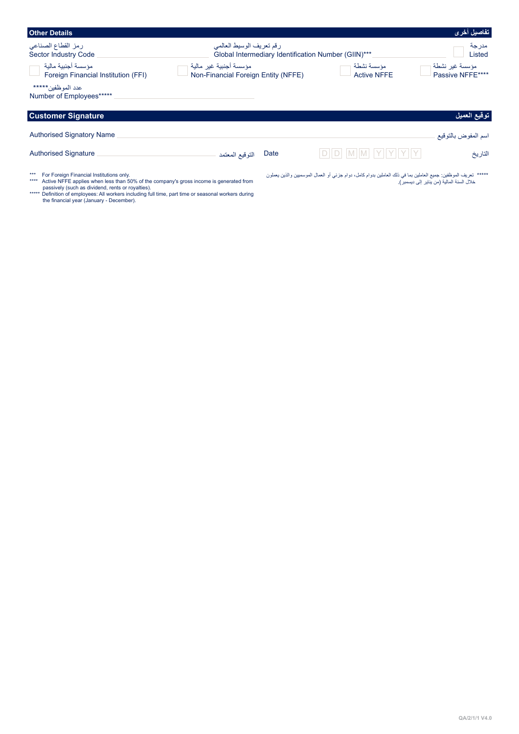## Other Details — تفاصيل أخرى

رمز القطاع الصناعي
Sector Industry Code ______________________

رقم تعريف الوسيط العالمي
Global Intermediary Identification Number (GIIN)*** ______________________

مدرجة
Listed ☐

مؤسسة أجنبية مالية
☐ Foreign Financial Institution (FFI)

مؤسسة أجنبية غير مالية
☐ Non-Financial Foreign Entity (NFFE)

مؤسسة نشطة
☐ Active NFFE

مؤسسة غير نشطة
☐ Passive NFFE****

عدد الموظفين*****
Number of Employees***** ______________________

## Customer Signature — توقيع العميل

Authorised Signatory Name ______________________ اسم المفوض بالتوقيع

Authorised Signature ______________________ التوقيع المعتمد

Date D D M M Y Y Y Y التاريخ

*** For Foreign Financial Institutions only.

**** Active NFFE applies when less than 50% of the company's gross income is generated from passively (such as dividend, rents or royalties).

***** Definition of employees: All workers including full time, part time or seasonal workers during the financial year (January - December).

***** تعريف الموظفين: جميع العاملين بما في ذلك العاملين بدوام كامل، دوام جزئي أو العمال الموسميين والذين يعملون خلال السنة المالية (من يناير إلى ديسمبر).

QA/2/1/1 V4.0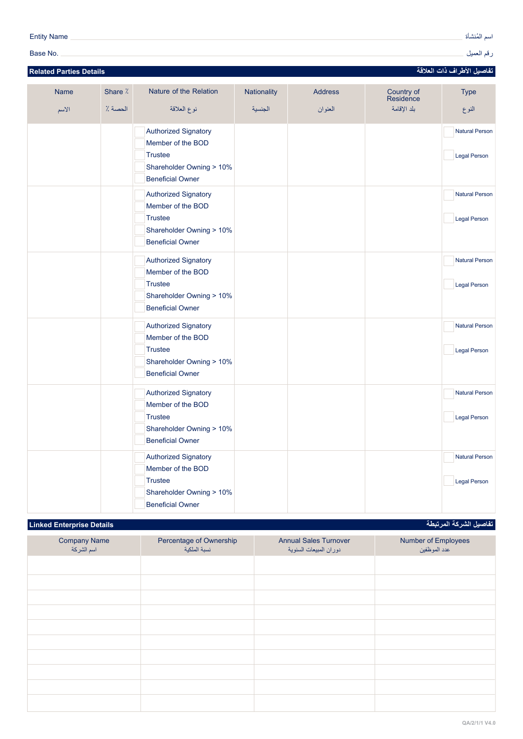Entity Name ______________________________________________ اسم المُنشأة

Base No. ______________________________________________ رقم العميل

## Related Parties Details تفاصيل الأطراف ذات العلاقة

| Name الاسم | Share ٪ الحصة ٪ | Nature of the Relation نوع العلاقة | Nationality الجنسية | Address العنوان | Country of Residence بلد الإقامة | Type النوع |
|---|---|---|---|---|---|---|
| | | ☐ Authorized Signatory ☐ Member of the BOD ☐ Trustee ☐ Shareholder Owning > 10% ☐ Beneficial Owner | | | | ☐ Natural Person ☐ Legal Person |
| | | ☐ Authorized Signatory ☐ Member of the BOD ☐ Trustee ☐ Shareholder Owning > 10% ☐ Beneficial Owner | | | | ☐ Natural Person ☐ Legal Person |
| | | ☐ Authorized Signatory ☐ Member of the BOD ☐ Trustee ☐ Shareholder Owning > 10% ☐ Beneficial Owner | | | | ☐ Natural Person ☐ Legal Person |
| | | ☐ Authorized Signatory ☐ Member of the BOD ☐ Trustee ☐ Shareholder Owning > 10% ☐ Beneficial Owner | | | | ☐ Natural Person ☐ Legal Person |
| | | ☐ Authorized Signatory ☐ Member of the BOD ☐ Trustee ☐ Shareholder Owning > 10% ☐ Beneficial Owner | | | | ☐ Natural Person ☐ Legal Person |
| | | ☐ Authorized Signatory ☐ Member of the BOD ☐ Trustee ☐ Shareholder Owning > 10% ☐ Beneficial Owner | | | | ☐ Natural Person ☐ Legal Person |

## Linked Enterprise Details تفاصيل الشركة المرتبطة

| Company Name اسم الشركة | Percentage of Ownership نسبة الملكية | Annual Sales Turnover دوران المبيعات السنوية | Number of Employees عدد الموظفين |
|---|---|---|---|
| | | | |
| | | | |
| | | | |
| | | | |
| | | | |
| | | | |
| | | | |
| | | | |
| | | | |
| | | | |

QA/2/1/1 V4.0